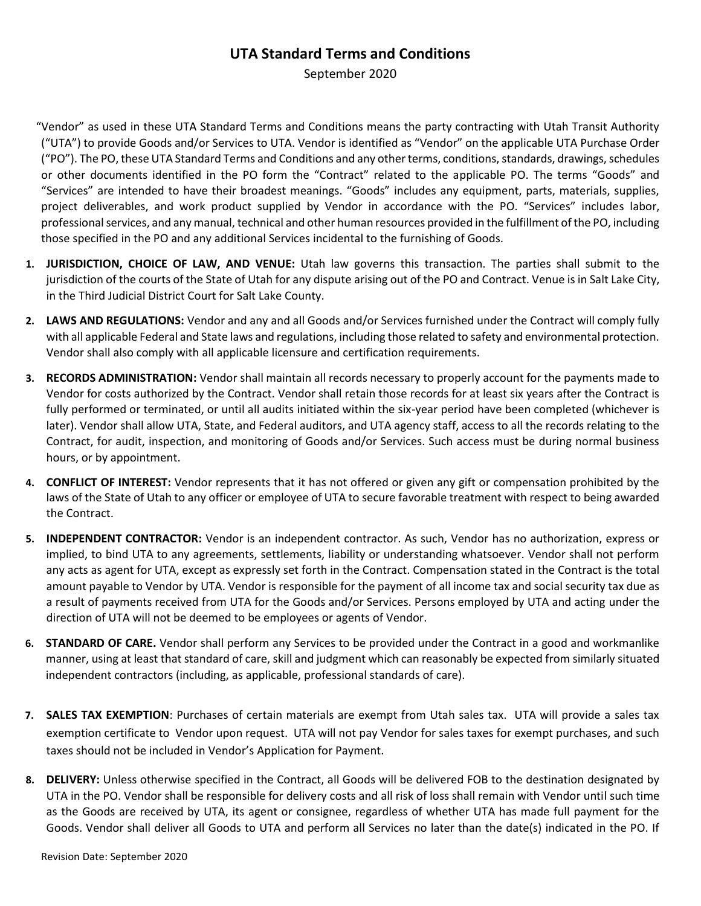# UTA Standard Terms and Conditions

September 2020

"Vendor" as used in these UTA Standard Terms and Conditions means the party contracting with Utah Transit Authority ("UTA") to provide Goods and/or Services to UTA. Vendor is identified as "Vendor" on the applicable UTA Purchase Order ("PO"). The PO, these UTA Standard Terms and Conditions and any other terms, conditions, standards, drawings, schedules or other documents identified in the PO form the "Contract" related to the applicable PO. The terms "Goods" and "Services" are intended to have their broadest meanings. "Goods" includes any equipment, parts, materials, supplies, project deliverables, and work product supplied by Vendor in accordance with the PO. "Services" includes labor, professional services, and any manual, technical and other human resources provided in the fulfillment of the PO, including those specified in the PO and any additional Services incidental to the furnishing of Goods.

1. **JURISDICTION, CHOICE OF LAW, AND VENUE:** Utah law governs this transaction. The parties shall submit to the jurisdiction of the courts of the State of Utah for any dispute arising out of the PO and Contract. Venue is in Salt Lake City, in the Third Judicial District Court for Salt Lake County.

2. **LAWS AND REGULATIONS:** Vendor and any and all Goods and/or Services furnished under the Contract will comply fully with all applicable Federal and State laws and regulations, including those related to safety and environmental protection. Vendor shall also comply with all applicable licensure and certification requirements.

3. **RECORDS ADMINISTRATION:** Vendor shall maintain all records necessary to properly account for the payments made to Vendor for costs authorized by the Contract. Vendor shall retain those records for at least six years after the Contract is fully performed or terminated, or until all audits initiated within the six-year period have been completed (whichever is later). Vendor shall allow UTA, State, and Federal auditors, and UTA agency staff, access to all the records relating to the Contract, for audit, inspection, and monitoring of Goods and/or Services. Such access must be during normal business hours, or by appointment.

4. **CONFLICT OF INTEREST:** Vendor represents that it has not offered or given any gift or compensation prohibited by the laws of the State of Utah to any officer or employee of UTA to secure favorable treatment with respect to being awarded the Contract.

5. **INDEPENDENT CONTRACTOR:** Vendor is an independent contractor. As such, Vendor has no authorization, express or implied, to bind UTA to any agreements, settlements, liability or understanding whatsoever. Vendor shall not perform any acts as agent for UTA, except as expressly set forth in the Contract. Compensation stated in the Contract is the total amount payable to Vendor by UTA. Vendor is responsible for the payment of all income tax and social security tax due as a result of payments received from UTA for the Goods and/or Services. Persons employed by UTA and acting under the direction of UTA will not be deemed to be employees or agents of Vendor.

6. **STANDARD OF CARE.** Vendor shall perform any Services to be provided under the Contract in a good and workmanlike manner, using at least that standard of care, skill and judgment which can reasonably be expected from similarly situated independent contractors (including, as applicable, professional standards of care).

7. **SALES TAX EXEMPTION**: Purchases of certain materials are exempt from Utah sales tax. UTA will provide a sales tax exemption certificate to Vendor upon request. UTA will not pay Vendor for sales taxes for exempt purchases, and such taxes should not be included in Vendor's Application for Payment.

8. **DELIVERY:** Unless otherwise specified in the Contract, all Goods will be delivered FOB to the destination designated by UTA in the PO. Vendor shall be responsible for delivery costs and all risk of loss shall remain with Vendor until such time as the Goods are received by UTA, its agent or consignee, regardless of whether UTA has made full payment for the Goods. Vendor shall deliver all Goods to UTA and perform all Services no later than the date(s) indicated in the PO. If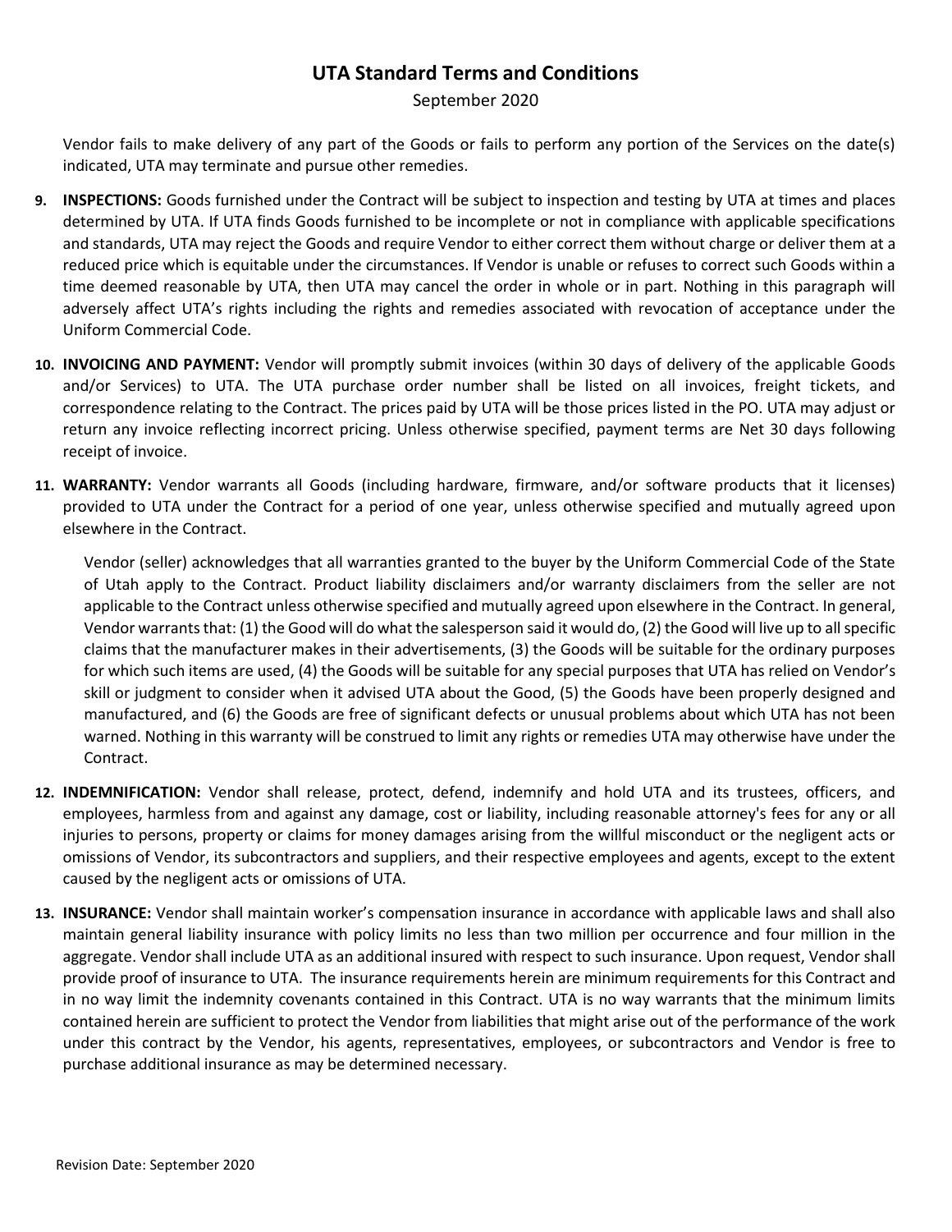Vendor fails to make delivery of any part of the Goods or fails to perform any portion of the Services on the date(s) indicated, UTA may terminate and pursue other remedies.

9. **INSPECTIONS:** Goods furnished under the Contract will be subject to inspection and testing by UTA at times and places determined by UTA. If UTA finds Goods furnished to be incomplete or not in compliance with applicable specifications and standards, UTA may reject the Goods and require Vendor to either correct them without charge or deliver them at a reduced price which is equitable under the circumstances. If Vendor is unable or refuses to correct such Goods within a time deemed reasonable by UTA, then UTA may cancel the order in whole or in part. Nothing in this paragraph will adversely affect UTA's rights including the rights and remedies associated with revocation of acceptance under the Uniform Commercial Code.

10. **INVOICING AND PAYMENT:** Vendor will promptly submit invoices (within 30 days of delivery of the applicable Goods and/or Services) to UTA. The UTA purchase order number shall be listed on all invoices, freight tickets, and correspondence relating to the Contract. The prices paid by UTA will be those prices listed in the PO. UTA may adjust or return any invoice reflecting incorrect pricing. Unless otherwise specified, payment terms are Net 30 days following receipt of invoice.

11. **WARRANTY:** Vendor warrants all Goods (including hardware, firmware, and/or software products that it licenses) provided to UTA under the Contract for a period of one year, unless otherwise specified and mutually agreed upon elsewhere in the Contract.

    Vendor (seller) acknowledges that all warranties granted to the buyer by the Uniform Commercial Code of the State of Utah apply to the Contract. Product liability disclaimers and/or warranty disclaimers from the seller are not applicable to the Contract unless otherwise specified and mutually agreed upon elsewhere in the Contract. In general, Vendor warrants that: (1) the Good will do what the salesperson said it would do, (2) the Good will live up to all specific claims that the manufacturer makes in their advertisements, (3) the Goods will be suitable for the ordinary purposes for which such items are used, (4) the Goods will be suitable for any special purposes that UTA has relied on Vendor's skill or judgment to consider when it advised UTA about the Good, (5) the Goods have been properly designed and manufactured, and (6) the Goods are free of significant defects or unusual problems about which UTA has not been warned. Nothing in this warranty will be construed to limit any rights or remedies UTA may otherwise have under the Contract.

12. **INDEMNIFICATION:** Vendor shall release, protect, defend, indemnify and hold UTA and its trustees, officers, and employees, harmless from and against any damage, cost or liability, including reasonable attorney's fees for any or all injuries to persons, property or claims for money damages arising from the willful misconduct or the negligent acts or omissions of Vendor, its subcontractors and suppliers, and their respective employees and agents, except to the extent caused by the negligent acts or omissions of UTA.

13. **INSURANCE:** Vendor shall maintain worker's compensation insurance in accordance with applicable laws and shall also maintain general liability insurance with policy limits no less than two million per occurrence and four million in the aggregate. Vendor shall include UTA as an additional insured with respect to such insurance. Upon request, Vendor shall provide proof of insurance to UTA. The insurance requirements herein are minimum requirements for this Contract and in no way limit the indemnity covenants contained in this Contract. UTA is no way warrants that the minimum limits contained herein are sufficient to protect the Vendor from liabilities that might arise out of the performance of the work under this contract by the Vendor, his agents, representatives, employees, or subcontractors and Vendor is free to purchase additional insurance as may be determined necessary.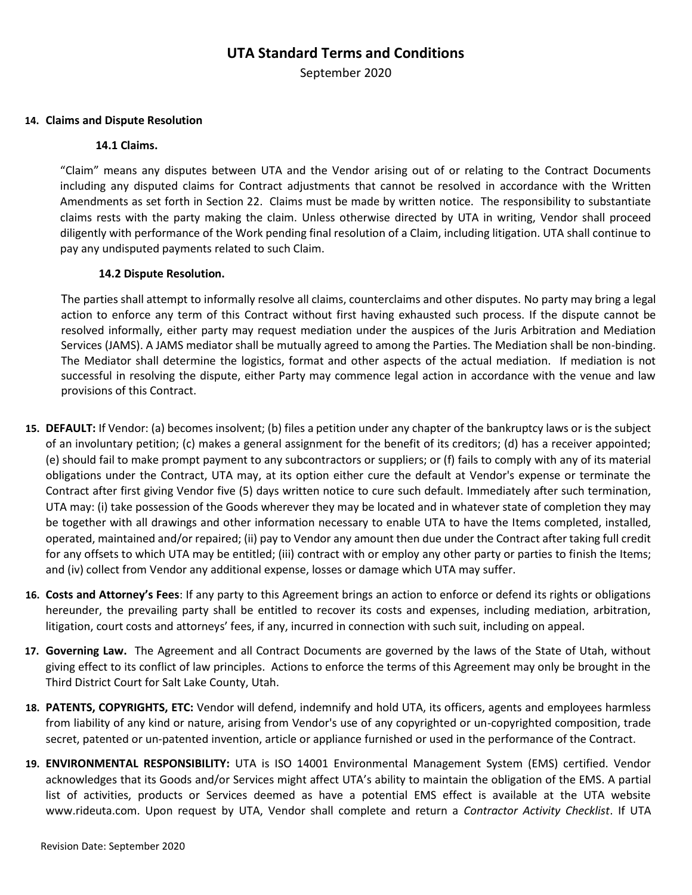**14. Claims and Dispute Resolution**

**14.1 Claims.**

"Claim" means any disputes between UTA and the Vendor arising out of or relating to the Contract Documents including any disputed claims for Contract adjustments that cannot be resolved in accordance with the Written Amendments as set forth in Section 22. Claims must be made by written notice. The responsibility to substantiate claims rests with the party making the claim. Unless otherwise directed by UTA in writing, Vendor shall proceed diligently with performance of the Work pending final resolution of a Claim, including litigation. UTA shall continue to pay any undisputed payments related to such Claim.

**14.2 Dispute Resolution.**

The parties shall attempt to informally resolve all claims, counterclaims and other disputes. No party may bring a legal action to enforce any term of this Contract without first having exhausted such process. If the dispute cannot be resolved informally, either party may request mediation under the auspices of the Juris Arbitration and Mediation Services (JAMS). A JAMS mediator shall be mutually agreed to among the Parties. The Mediation shall be non-binding. The Mediator shall determine the logistics, format and other aspects of the actual mediation. If mediation is not successful in resolving the dispute, either Party may commence legal action in accordance with the venue and law provisions of this Contract.

**15. DEFAULT:** If Vendor: (a) becomes insolvent; (b) files a petition under any chapter of the bankruptcy laws or is the subject of an involuntary petition; (c) makes a general assignment for the benefit of its creditors; (d) has a receiver appointed; (e) should fail to make prompt payment to any subcontractors or suppliers; or (f) fails to comply with any of its material obligations under the Contract, UTA may, at its option either cure the default at Vendor's expense or terminate the Contract after first giving Vendor five (5) days written notice to cure such default. Immediately after such termination, UTA may: (i) take possession of the Goods wherever they may be located and in whatever state of completion they may be together with all drawings and other information necessary to enable UTA to have the Items completed, installed, operated, maintained and/or repaired; (ii) pay to Vendor any amount then due under the Contract after taking full credit for any offsets to which UTA may be entitled; (iii) contract with or employ any other party or parties to finish the Items; and (iv) collect from Vendor any additional expense, losses or damage which UTA may suffer.

**16. Costs and Attorney's Fees**: If any party to this Agreement brings an action to enforce or defend its rights or obligations hereunder, the prevailing party shall be entitled to recover its costs and expenses, including mediation, arbitration, litigation, court costs and attorneys' fees, if any, incurred in connection with such suit, including on appeal.

**17. Governing Law.** The Agreement and all Contract Documents are governed by the laws of the State of Utah, without giving effect to its conflict of law principles. Actions to enforce the terms of this Agreement may only be brought in the Third District Court for Salt Lake County, Utah.

**18. PATENTS, COPYRIGHTS, ETC:** Vendor will defend, indemnify and hold UTA, its officers, agents and employees harmless from liability of any kind or nature, arising from Vendor's use of any copyrighted or un-copyrighted composition, trade secret, patented or un-patented invention, article or appliance furnished or used in the performance of the Contract.

**19. ENVIRONMENTAL RESPONSIBILITY:** UTA is ISO 14001 Environmental Management System (EMS) certified. Vendor acknowledges that its Goods and/or Services might affect UTA's ability to maintain the obligation of the EMS. A partial list of activities, products or Services deemed as have a potential EMS effect is available at the UTA website www.rideuta.com. Upon request by UTA, Vendor shall complete and return a *Contractor Activity Checklist*. If UTA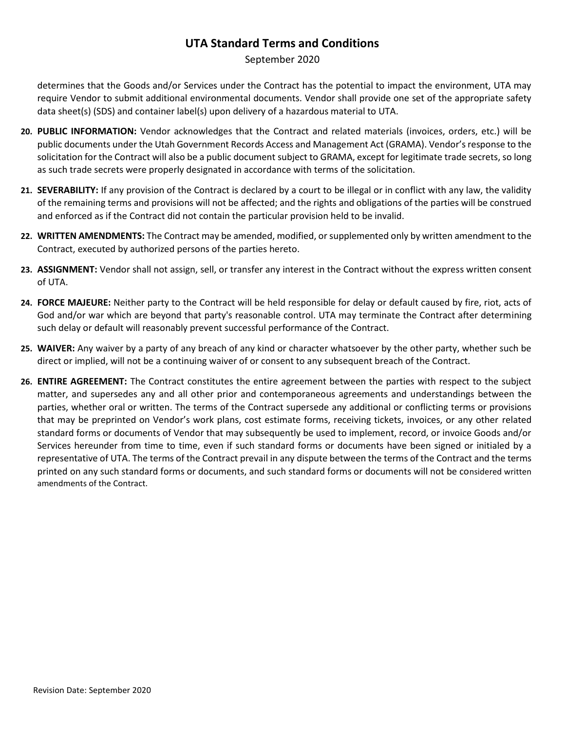determines that the Goods and/or Services under the Contract has the potential to impact the environment, UTA may require Vendor to submit additional environmental documents. Vendor shall provide one set of the appropriate safety data sheet(s) (SDS) and container label(s) upon delivery of a hazardous material to UTA.

20. **PUBLIC INFORMATION:** Vendor acknowledges that the Contract and related materials (invoices, orders, etc.) will be public documents under the Utah Government Records Access and Management Act (GRAMA). Vendor's response to the solicitation for the Contract will also be a public document subject to GRAMA, except for legitimate trade secrets, so long as such trade secrets were properly designated in accordance with terms of the solicitation.

21. **SEVERABILITY:** If any provision of the Contract is declared by a court to be illegal or in conflict with any law, the validity of the remaining terms and provisions will not be affected; and the rights and obligations of the parties will be construed and enforced as if the Contract did not contain the particular provision held to be invalid.

22. **WRITTEN AMENDMENTS:** The Contract may be amended, modified, or supplemented only by written amendment to the Contract, executed by authorized persons of the parties hereto.

23. **ASSIGNMENT:** Vendor shall not assign, sell, or transfer any interest in the Contract without the express written consent of UTA.

24. **FORCE MAJEURE:** Neither party to the Contract will be held responsible for delay or default caused by fire, riot, acts of God and/or war which are beyond that party's reasonable control. UTA may terminate the Contract after determining such delay or default will reasonably prevent successful performance of the Contract.

25. **WAIVER:** Any waiver by a party of any breach of any kind or character whatsoever by the other party, whether such be direct or implied, will not be a continuing waiver of or consent to any subsequent breach of the Contract.

26. **ENTIRE AGREEMENT:** The Contract constitutes the entire agreement between the parties with respect to the subject matter, and supersedes any and all other prior and contemporaneous agreements and understandings between the parties, whether oral or written. The terms of the Contract supersede any additional or conflicting terms or provisions that may be preprinted on Vendor's work plans, cost estimate forms, receiving tickets, invoices, or any other related standard forms or documents of Vendor that may subsequently be used to implement, record, or invoice Goods and/or Services hereunder from time to time, even if such standard forms or documents have been signed or initialed by a representative of UTA. The terms of the Contract prevail in any dispute between the terms of the Contract and the terms printed on any such standard forms or documents, and such standard forms or documents will not be considered written amendments of the Contract.